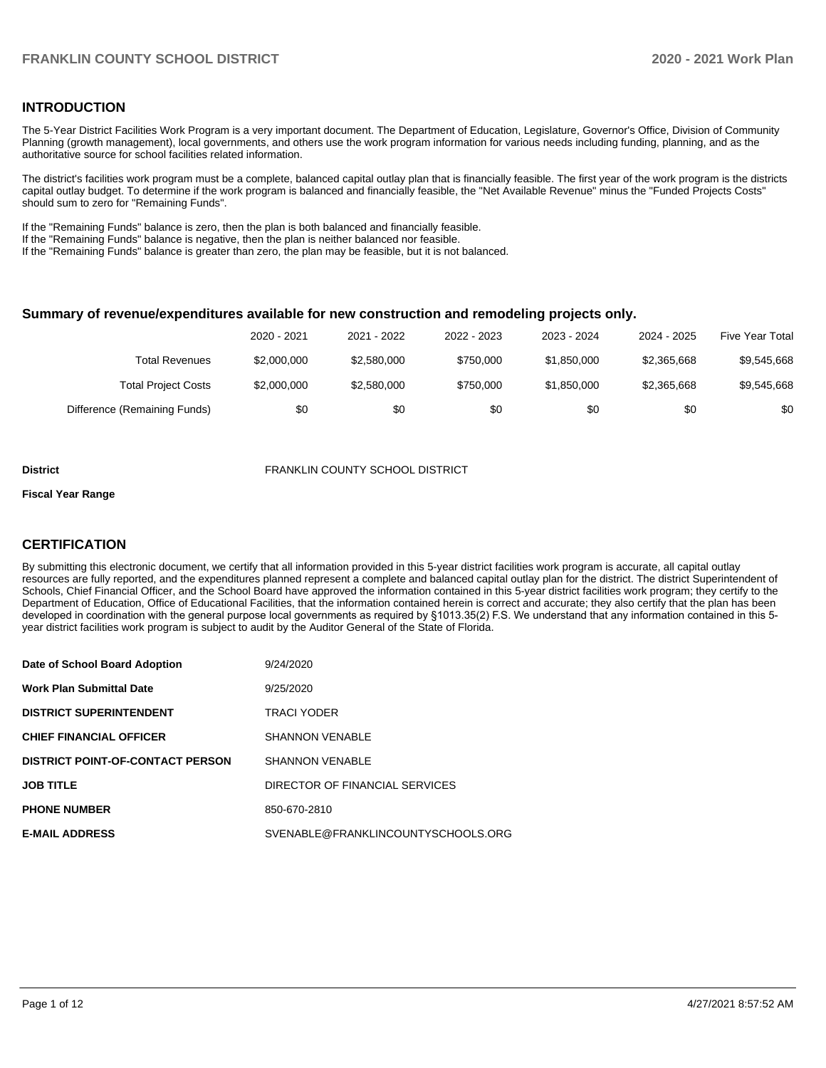## INTRODUCTION

The 5-Year District Facilities Work Program is a very important document. The Department of Education, Legislature, Governor's Office, Division of Community Planning (growth management), local governments, and others use the work program information for various needs including funding, planning, and as the authoritative source for school facilities related information.

The district's facilities work program must be a complete, balanced capital outlay plan that is financially feasible. The first year of the work program is the districts capital outlay budget. To determine if the work program is balanced and financially feasible, the "Net Available Revenue" minus the "Funded Projects Costs" should sum to zero for "Remaining Funds".

If the "Remaining Funds" balance is zero, then the plan is both balanced and financially feasible.
If the "Remaining Funds" balance is negative, then the plan is neither balanced nor feasible.
If the "Remaining Funds" balance is greater than zero, the plan may be feasible, but it is not balanced.

### Summary of revenue/expenditures available for new construction and remodeling projects only.

| | 2020 - 2021 | 2021 - 2022 | 2022 - 2023 | 2023 - 2024 | 2024 - 2025 | Five Year Total |
|---|---|---|---|---|---|---|
| Total Revenues | $2,000,000 | $2,580,000 | $750,000 | $1,850,000 | $2,365,668 | $9,545,668 |
| Total Project Costs | $2,000,000 | $2,580,000 | $750,000 | $1,850,000 | $2,365,668 | $9,545,668 |
| Difference (Remaining Funds) | $0 | $0 | $0 | $0 | $0 | $0 |

**District** FRANKLIN COUNTY SCHOOL DISTRICT

**Fiscal Year Range**

## CERTIFICATION

By submitting this electronic document, we certify that all information provided in this 5-year district facilities work program is accurate, all capital outlay resources are fully reported, and the expenditures planned represent a complete and balanced capital outlay plan for the district. The district Superintendent of Schools, Chief Financial Officer, and the School Board have approved the information contained in this 5-year district facilities work program; they certify to the Department of Education, Office of Educational Facilities, that the information contained herein is correct and accurate; they also certify that the plan has been developed in coordination with the general purpose local governments as required by §1013.35(2) F.S. We understand that any information contained in this 5-year district facilities work program is subject to audit by the Auditor General of the State of Florida.

| | |
|---|---|
| **Date of School Board Adoption** | 9/24/2020 |
| **Work Plan Submittal Date** | 9/25/2020 |
| **DISTRICT SUPERINTENDENT** | TRACI YODER |
| **CHIEF FINANCIAL OFFICER** | SHANNON VENABLE |
| **DISTRICT POINT-OF-CONTACT PERSON** | SHANNON VENABLE |
| **JOB TITLE** | DIRECTOR OF FINANCIAL SERVICES |
| **PHONE NUMBER** | 850-670-2810 |
| **E-MAIL ADDRESS** | SVENABLE@FRANKLINCOUNTYSCHOOLS.ORG |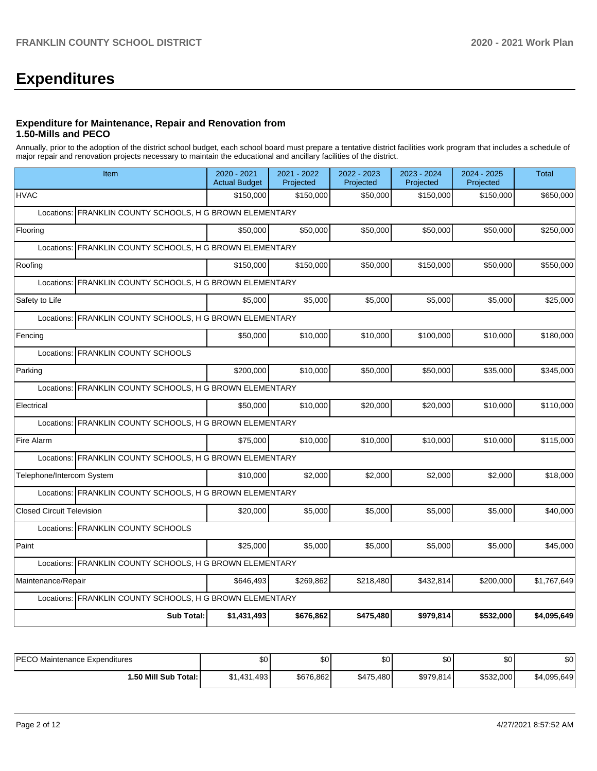# Expenditures

### Expenditure for Maintenance, Repair and Renovation from 1.50-Mills and PECO

Annually, prior to the adoption of the district school budget, each school board must prepare a tentative district facilities work program that includes a schedule of major repair and renovation projects necessary to maintain the educational and ancillary facilities of the district.

| Item | 2020 - 2021 Actual Budget | 2021 - 2022 Projected | 2022 - 2023 Projected | 2023 - 2024 Projected | 2024 - 2025 Projected | Total |
|---|---|---|---|---|---|---|
| HVAC | $150,000 | $150,000 | $50,000 | $150,000 | $150,000 | $650,000 |
| Locations: FRANKLIN COUNTY SCHOOLS, H G BROWN ELEMENTARY | | | | | | |
| Flooring | $50,000 | $50,000 | $50,000 | $50,000 | $50,000 | $250,000 |
| Locations: FRANKLIN COUNTY SCHOOLS, H G BROWN ELEMENTARY | | | | | | |
| Roofing | $150,000 | $150,000 | $50,000 | $150,000 | $50,000 | $550,000 |
| Locations: FRANKLIN COUNTY SCHOOLS, H G BROWN ELEMENTARY | | | | | | |
| Safety to Life | $5,000 | $5,000 | $5,000 | $5,000 | $5,000 | $25,000 |
| Locations: FRANKLIN COUNTY SCHOOLS, H G BROWN ELEMENTARY | | | | | | |
| Fencing | $50,000 | $10,000 | $10,000 | $100,000 | $10,000 | $180,000 |
| Locations: FRANKLIN COUNTY SCHOOLS | | | | | | |
| Parking | $200,000 | $10,000 | $50,000 | $50,000 | $35,000 | $345,000 |
| Locations: FRANKLIN COUNTY SCHOOLS, H G BROWN ELEMENTARY | | | | | | |
| Electrical | $50,000 | $10,000 | $20,000 | $20,000 | $10,000 | $110,000 |
| Locations: FRANKLIN COUNTY SCHOOLS, H G BROWN ELEMENTARY | | | | | | |
| Fire Alarm | $75,000 | $10,000 | $10,000 | $10,000 | $10,000 | $115,000 |
| Locations: FRANKLIN COUNTY SCHOOLS, H G BROWN ELEMENTARY | | | | | | |
| Telephone/Intercom System | $10,000 | $2,000 | $2,000 | $2,000 | $2,000 | $18,000 |
| Locations: FRANKLIN COUNTY SCHOOLS, H G BROWN ELEMENTARY | | | | | | |
| Closed Circuit Television | $20,000 | $5,000 | $5,000 | $5,000 | $5,000 | $40,000 |
| Locations: FRANKLIN COUNTY SCHOOLS | | | | | | |
| Paint | $25,000 | $5,000 | $5,000 | $5,000 | $5,000 | $45,000 |
| Locations: FRANKLIN COUNTY SCHOOLS, H G BROWN ELEMENTARY | | | | | | |
| Maintenance/Repair | $646,493 | $269,862 | $218,480 | $432,814 | $200,000 | $1,767,649 |
| Locations: FRANKLIN COUNTY SCHOOLS, H G BROWN ELEMENTARY | | | | | | |
| **Sub Total:** | **$1,431,493** | **$676,862** | **$475,480** | **$979,814** | **$532,000** | **$4,095,649** |

| | | | | | | |
|---|---|---|---|---|---|---|
| PECO Maintenance Expenditures | $0 | $0 | $0 | $0 | $0 | $0 |
| **1.50 Mill Sub Total:** | $1,431,493 | $676,862 | $475,480 | $979,814 | $532,000 | $4,095,649 |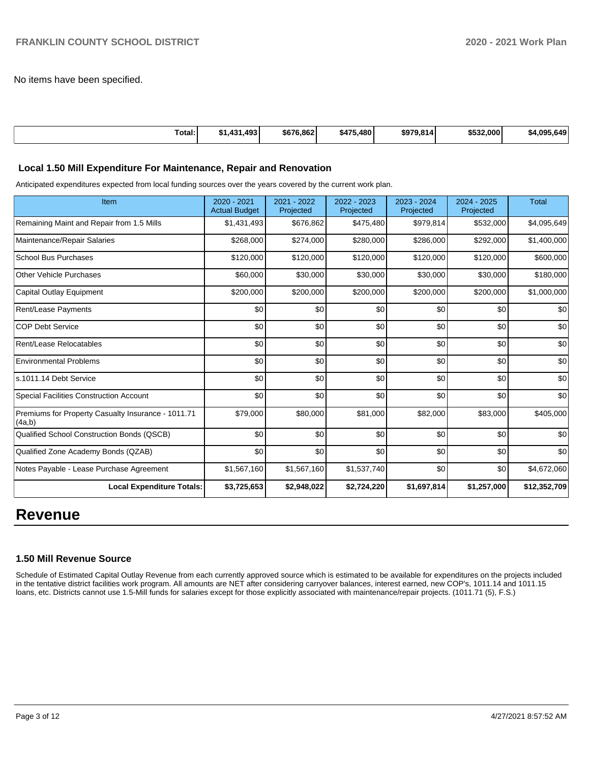No items have been specified.

| Total: | $1,431,493 | $676,862 | $475,480 | $979,814 | $532,000 | $4,095,649 |
|---|---|---|---|---|---|---|

### Local 1.50 Mill Expenditure For Maintenance, Repair and Renovation

Anticipated expenditures expected from local funding sources over the years covered by the current work plan.

| Item | 2020 - 2021 Actual Budget | 2021 - 2022 Projected | 2022 - 2023 Projected | 2023 - 2024 Projected | 2024 - 2025 Projected | Total |
|---|---|---|---|---|---|---|
| Remaining Maint and Repair from 1.5 Mills | $1,431,493 | $676,862 | $475,480 | $979,814 | $532,000 | $4,095,649 |
| Maintenance/Repair Salaries | $268,000 | $274,000 | $280,000 | $286,000 | $292,000 | $1,400,000 |
| School Bus Purchases | $120,000 | $120,000 | $120,000 | $120,000 | $120,000 | $600,000 |
| Other Vehicle Purchases | $60,000 | $30,000 | $30,000 | $30,000 | $30,000 | $180,000 |
| Capital Outlay Equipment | $200,000 | $200,000 | $200,000 | $200,000 | $200,000 | $1,000,000 |
| Rent/Lease Payments | $0 | $0 | $0 | $0 | $0 | $0 |
| COP Debt Service | $0 | $0 | $0 | $0 | $0 | $0 |
| Rent/Lease Relocatables | $0 | $0 | $0 | $0 | $0 | $0 |
| Environmental Problems | $0 | $0 | $0 | $0 | $0 | $0 |
| s.1011.14 Debt Service | $0 | $0 | $0 | $0 | $0 | $0 |
| Special Facilities Construction Account | $0 | $0 | $0 | $0 | $0 | $0 |
| Premiums for Property Casualty Insurance - 1011.71 (4a,b) | $79,000 | $80,000 | $81,000 | $82,000 | $83,000 | $405,000 |
| Qualified School Construction Bonds (QSCB) | $0 | $0 | $0 | $0 | $0 | $0 |
| Qualified Zone Academy Bonds (QZAB) | $0 | $0 | $0 | $0 | $0 | $0 |
| Notes Payable - Lease Purchase Agreement | $1,567,160 | $1,567,160 | $1,537,740 | $0 | $0 | $4,672,060 |
| **Local Expenditure Totals:** | **$3,725,653** | **$2,948,022** | **$2,724,220** | **$1,697,814** | **$1,257,000** | **$12,352,709** |

# Revenue

### 1.50 Mill Revenue Source

Schedule of Estimated Capital Outlay Revenue from each currently approved source which is estimated to be available for expenditures on the projects included in the tentative district facilities work program. All amounts are NET after considering carryover balances, interest earned, new COP's, 1011.14 and 1011.15 loans, etc. Districts cannot use 1.5-Mill funds for salaries except for those explicitly associated with maintenance/repair projects. (1011.71 (5), F.S.)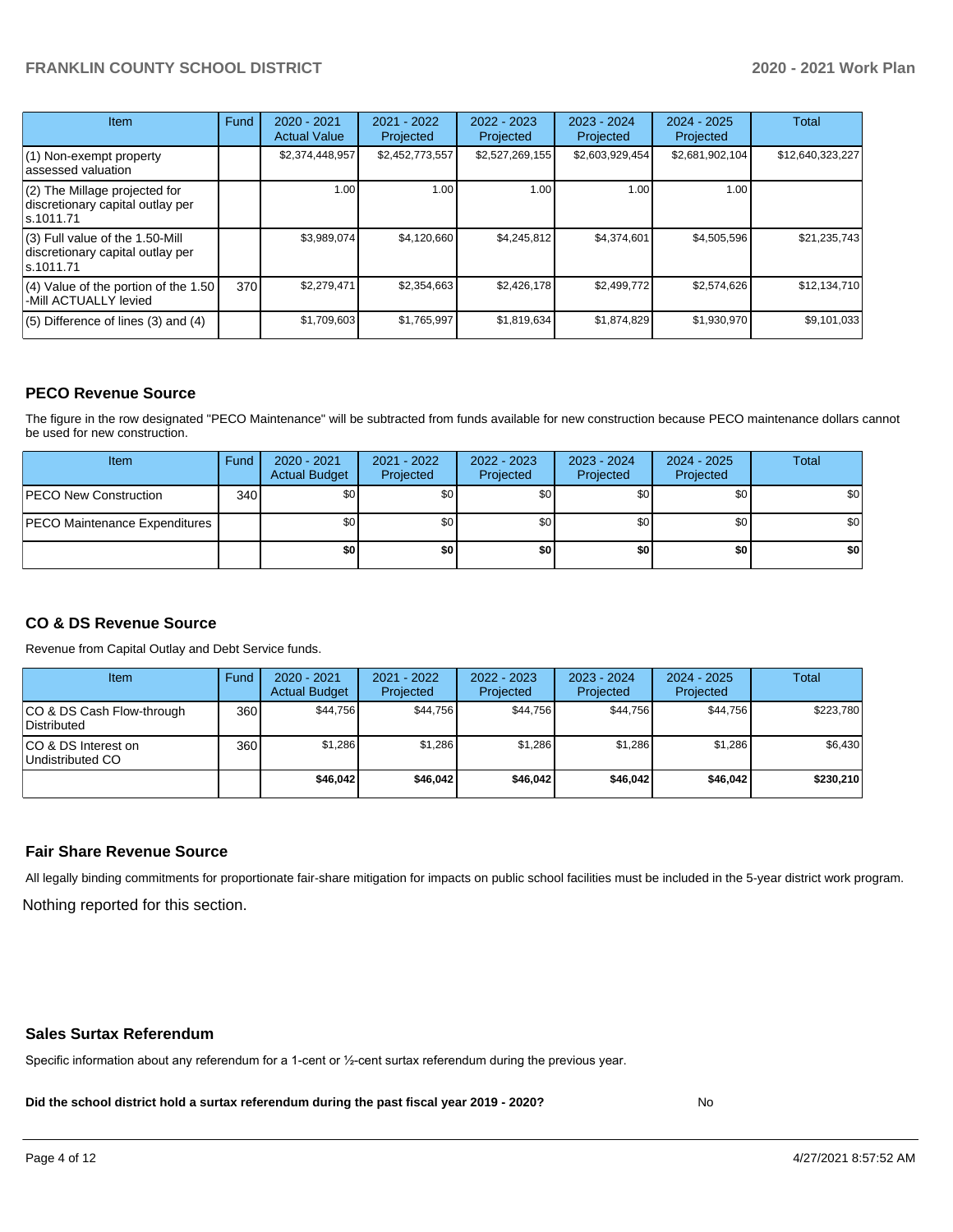| Item | Fund | 2020 - 2021 Actual Value | 2021 - 2022 Projected | 2022 - 2023 Projected | 2023 - 2024 Projected | 2024 - 2025 Projected | Total |
|---|---|---|---|---|---|---|---|
| (1) Non-exempt property assessed valuation | | $2,374,448,957 | $2,452,773,557 | $2,527,269,155 | $2,603,929,454 | $2,681,902,104 | $12,640,323,227 |
| (2) The Millage projected for discretionary capital outlay per s.1011.71 | | 1.00 | 1.00 | 1.00 | 1.00 | 1.00 | |
| (3) Full value of the 1.50-Mill discretionary capital outlay per s.1011.71 | | $3,989,074 | $4,120,660 | $4,245,812 | $4,374,601 | $4,505,596 | $21,235,743 |
| (4) Value of the portion of the 1.50 -Mill ACTUALLY levied | 370 | $2,279,471 | $2,354,663 | $2,426,178 | $2,499,772 | $2,574,626 | $12,134,710 |
| (5) Difference of lines (3) and (4) | | $1,709,603 | $1,765,997 | $1,819,634 | $1,874,829 | $1,930,970 | $9,101,033 |

## PECO Revenue Source

The figure in the row designated "PECO Maintenance" will be subtracted from funds available for new construction because PECO maintenance dollars cannot be used for new construction.

| Item | Fund | 2020 - 2021 Actual Budget | 2021 - 2022 Projected | 2022 - 2023 Projected | 2023 - 2024 Projected | 2024 - 2025 Projected | Total |
|---|---|---|---|---|---|---|---|
| PECO New Construction | 340 | $0 | $0 | $0 | $0 | $0 | $0 |
| PECO Maintenance Expenditures | | $0 | $0 | $0 | $0 | $0 | $0 |
| | | **$0** | **$0** | **$0** | **$0** | **$0** | **$0** |

## CO & DS Revenue Source

Revenue from Capital Outlay and Debt Service funds.

| Item | Fund | 2020 - 2021 Actual Budget | 2021 - 2022 Projected | 2022 - 2023 Projected | 2023 - 2024 Projected | 2024 - 2025 Projected | Total |
|---|---|---|---|---|---|---|---|
| CO & DS Cash Flow-through Distributed | 360 | $44,756 | $44,756 | $44,756 | $44,756 | $44,756 | $223,780 |
| CO & DS Interest on Undistributed CO | 360 | $1,286 | $1,286 | $1,286 | $1,286 | $1,286 | $6,430 |
| | | **$46,042** | **$46,042** | **$46,042** | **$46,042** | **$46,042** | **$230,210** |

## Fair Share Revenue Source

All legally binding commitments for proportionate fair-share mitigation for impacts on public school facilities must be included in the 5-year district work program.

Nothing reported for this section.

## Sales Surtax Referendum

Specific information about any referendum for a 1-cent or ½-cent surtax referendum during the previous year.

**Did the school district hold a surtax referendum during the past fiscal year 2019 - 2020?** No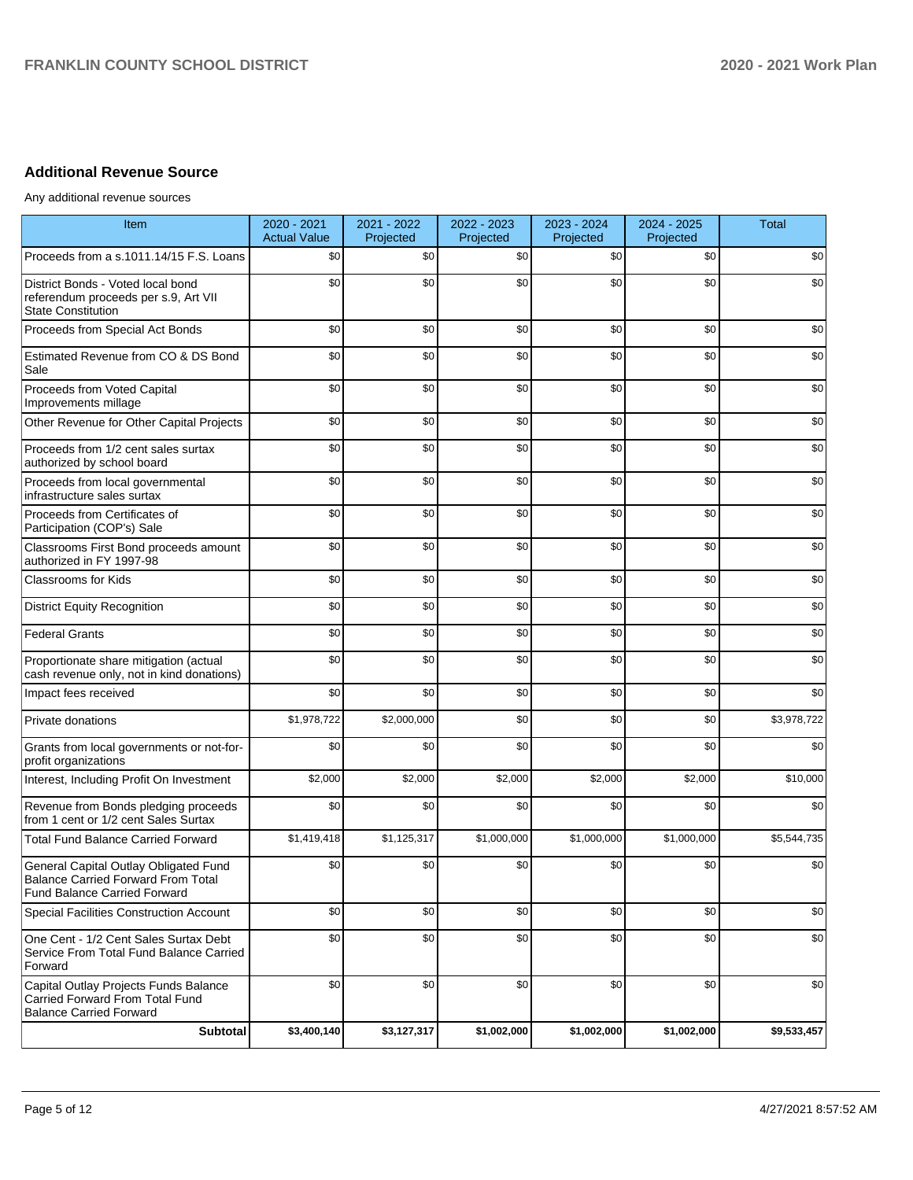## Additional Revenue Source

Any additional revenue sources

| Item | 2020 - 2021 Actual Value | 2021 - 2022 Projected | 2022 - 2023 Projected | 2023 - 2024 Projected | 2024 - 2025 Projected | Total |
|---|---|---|---|---|---|---|
| Proceeds from a s.1011.14/15 F.S. Loans | $0 | $0 | $0 | $0 | $0 | $0 |
| District Bonds - Voted local bond referendum proceeds per s.9, Art VII State Constitution | $0 | $0 | $0 | $0 | $0 | $0 |
| Proceeds from Special Act Bonds | $0 | $0 | $0 | $0 | $0 | $0 |
| Estimated Revenue from CO & DS Bond Sale | $0 | $0 | $0 | $0 | $0 | $0 |
| Proceeds from Voted Capital Improvements millage | $0 | $0 | $0 | $0 | $0 | $0 |
| Other Revenue for Other Capital Projects | $0 | $0 | $0 | $0 | $0 | $0 |
| Proceeds from 1/2 cent sales surtax authorized by school board | $0 | $0 | $0 | $0 | $0 | $0 |
| Proceeds from local governmental infrastructure sales surtax | $0 | $0 | $0 | $0 | $0 | $0 |
| Proceeds from Certificates of Participation (COP's) Sale | $0 | $0 | $0 | $0 | $0 | $0 |
| Classrooms First Bond proceeds amount authorized in FY 1997-98 | $0 | $0 | $0 | $0 | $0 | $0 |
| Classrooms for Kids | $0 | $0 | $0 | $0 | $0 | $0 |
| District Equity Recognition | $0 | $0 | $0 | $0 | $0 | $0 |
| Federal Grants | $0 | $0 | $0 | $0 | $0 | $0 |
| Proportionate share mitigation (actual cash revenue only, not in kind donations) | $0 | $0 | $0 | $0 | $0 | $0 |
| Impact fees received | $0 | $0 | $0 | $0 | $0 | $0 |
| Private donations | $1,978,722 | $2,000,000 | $0 | $0 | $0 | $3,978,722 |
| Grants from local governments or not-for-profit organizations | $0 | $0 | $0 | $0 | $0 | $0 |
| Interest, Including Profit On Investment | $2,000 | $2,000 | $2,000 | $2,000 | $2,000 | $10,000 |
| Revenue from Bonds pledging proceeds from 1 cent or 1/2 cent Sales Surtax | $0 | $0 | $0 | $0 | $0 | $0 |
| Total Fund Balance Carried Forward | $1,419,418 | $1,125,317 | $1,000,000 | $1,000,000 | $1,000,000 | $5,544,735 |
| General Capital Outlay Obligated Fund Balance Carried Forward From Total Fund Balance Carried Forward | $0 | $0 | $0 | $0 | $0 | $0 |
| Special Facilities Construction Account | $0 | $0 | $0 | $0 | $0 | $0 |
| One Cent - 1/2 Cent Sales Surtax Debt Service From Total Fund Balance Carried Forward | $0 | $0 | $0 | $0 | $0 | $0 |
| Capital Outlay Projects Funds Balance Carried Forward From Total Fund Balance Carried Forward | $0 | $0 | $0 | $0 | $0 | $0 |
| **Subtotal** | **$3,400,140** | **$3,127,317** | **$1,002,000** | **$1,002,000** | **$1,002,000** | **$9,533,457** |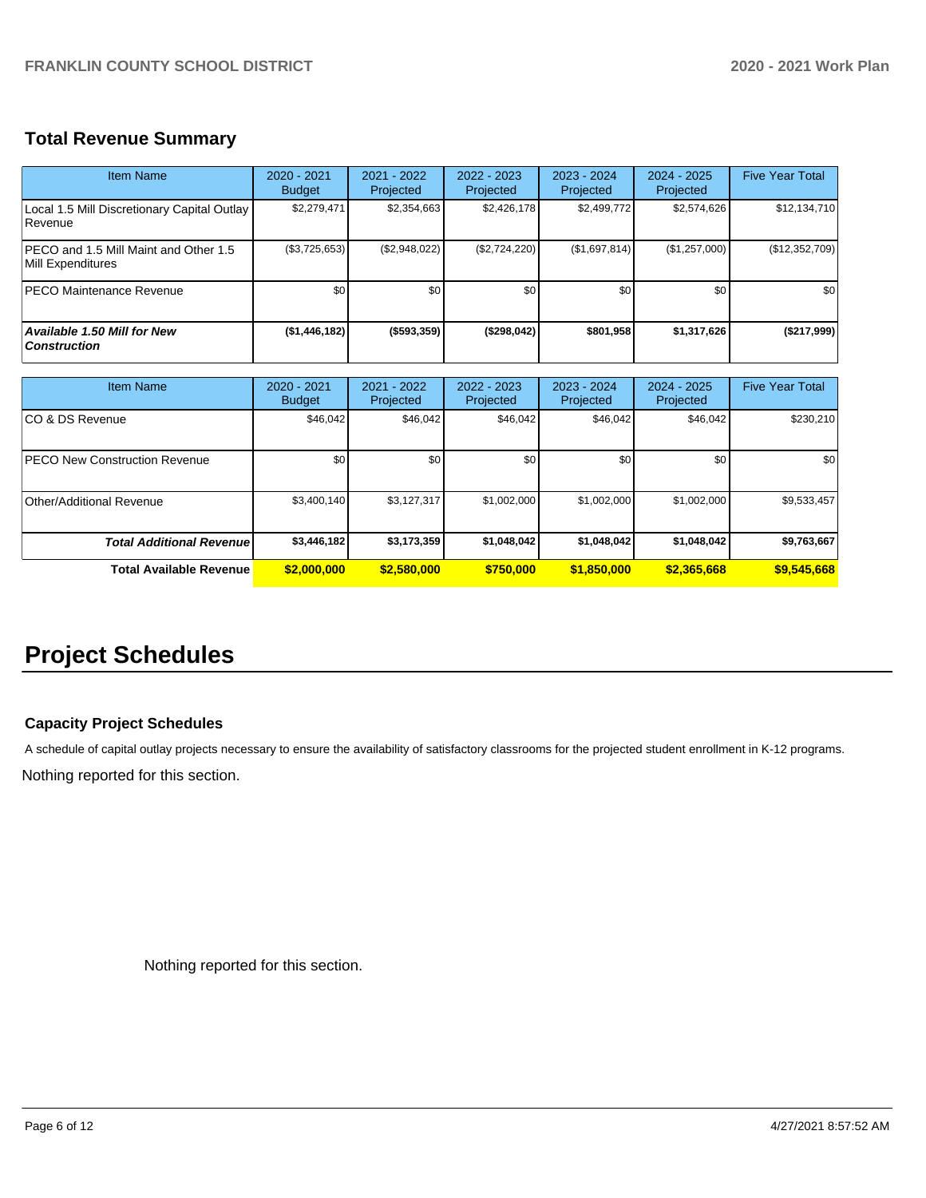## Total Revenue Summary

| Item Name | 2020 - 2021 Budget | 2021 - 2022 Projected | 2022 - 2023 Projected | 2023 - 2024 Projected | 2024 - 2025 Projected | Five Year Total |
|---|---|---|---|---|---|---|
| Local 1.5 Mill Discretionary Capital Outlay Revenue | $2,279,471 | $2,354,663 | $2,426,178 | $2,499,772 | $2,574,626 | $12,134,710 |
| PECO and 1.5 Mill Maint and Other 1.5 Mill Expenditures | ($3,725,653) | ($2,948,022) | ($2,724,220) | ($1,697,814) | ($1,257,000) | ($12,352,709) |
| PECO Maintenance Revenue | $0 | $0 | $0 | $0 | $0 | $0 |
| ***Available 1.50 Mill for New Construction*** | **($1,446,182)** | **($593,359)** | **($298,042)** | **$801,958** | **$1,317,626** | **($217,999)** |

| Item Name | 2020 - 2021 Budget | 2021 - 2022 Projected | 2022 - 2023 Projected | 2023 - 2024 Projected | 2024 - 2025 Projected | Five Year Total |
|---|---|---|---|---|---|---|
| CO & DS Revenue | $46,042 | $46,042 | $46,042 | $46,042 | $46,042 | $230,210 |
| PECO New Construction Revenue | $0 | $0 | $0 | $0 | $0 | $0 |
| Other/Additional Revenue | $3,400,140 | $3,127,317 | $1,002,000 | $1,002,000 | $1,002,000 | $9,533,457 |
| ***Total Additional Revenue*** | **$3,446,182** | **$3,173,359** | **$1,048,042** | **$1,048,042** | **$1,048,042** | **$9,763,667** |
| **Total Available Revenue** | **$2,000,000** | **$2,580,000** | **$750,000** | **$1,850,000** | **$2,365,668** | **$9,545,668** |

# Project Schedules

### Capacity Project Schedules

A schedule of capital outlay projects necessary to ensure the availability of satisfactory classrooms for the projected student enrollment in K-12 programs.

Nothing reported for this section.

Nothing reported for this section.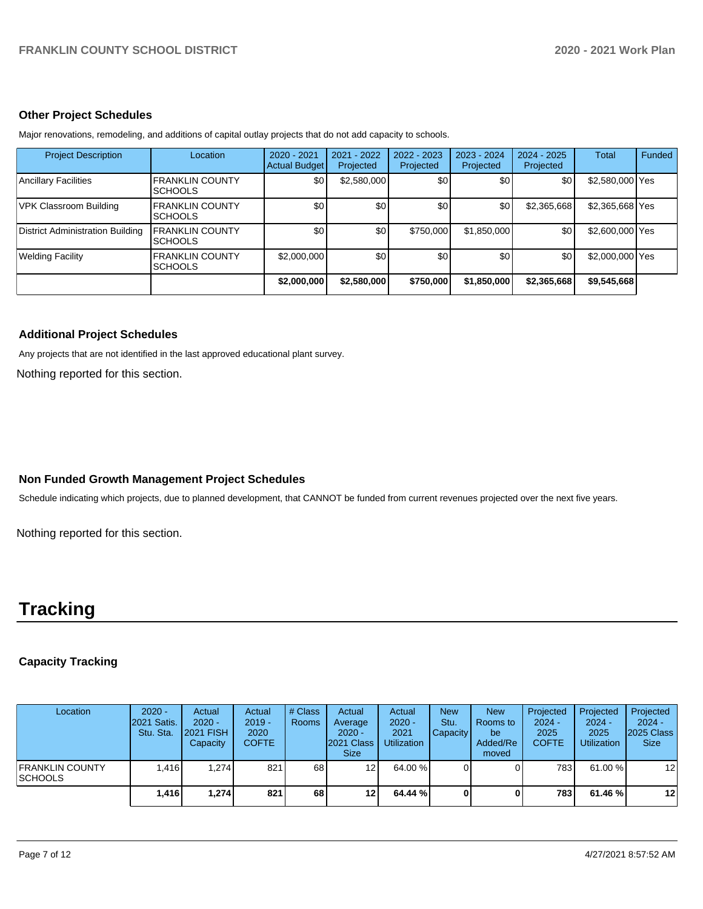### Other Project Schedules

Major renovations, remodeling, and additions of capital outlay projects that do not add capacity to schools.

| Project Description | Location | 2020 - 2021 Actual Budget | 2021 - 2022 Projected | 2022 - 2023 Projected | 2023 - 2024 Projected | 2024 - 2025 Projected | Total | Funded |
|---|---|---|---|---|---|---|---|---|
| Ancillary Facilities | FRANKLIN COUNTY SCHOOLS | $0 | $2,580,000 | $0 | $0 | $0 | $2,580,000 | Yes |
| VPK Classroom Building | FRANKLIN COUNTY SCHOOLS | $0 | $0 | $0 | $0 | $2,365,668 | $2,365,668 | Yes |
| District Administration Building | FRANKLIN COUNTY SCHOOLS | $0 | $0 | $750,000 | $1,850,000 | $0 | $2,600,000 | Yes |
| Welding Facility | FRANKLIN COUNTY SCHOOLS | $2,000,000 | $0 | $0 | $0 | $0 | $2,000,000 | Yes |
| | | **$2,000,000** | **$2,580,000** | **$750,000** | **$1,850,000** | **$2,365,668** | **$9,545,668** | |

### Additional Project Schedules

Any projects that are not identified in the last approved educational plant survey.

Nothing reported for this section.

### Non Funded Growth Management Project Schedules

Schedule indicating which projects, due to planned development, that CANNOT be funded from current revenues projected over the next five years.

Nothing reported for this section.

# Tracking

### Capacity Tracking

| Location | 2020 - 2021 Satis. Stu. Sta. | Actual 2020 - 2021 FISH Capacity | Actual 2019 - 2020 COFTE | # Class Rooms | Actual Average 2020 - 2021 Class Size | Actual 2020 - 2021 Utilization | New Stu. Capacity | New Rooms to be Added/Removed | Projected 2024 - 2025 COFTE | Projected 2024 - 2025 Utilization | Projected 2024 - 2025 Class Size |
|---|---|---|---|---|---|---|---|---|---|---|---|
| FRANKLIN COUNTY SCHOOLS | 1,416 | 1,274 | 821 | 68 | 12 | 64.00 % | 0 | 0 | 783 | 61.00 % | 12 |
| | **1,416** | **1,274** | **821** | **68** | **12** | **64.44 %** | **0** | **0** | **783** | **61.46 %** | **12** |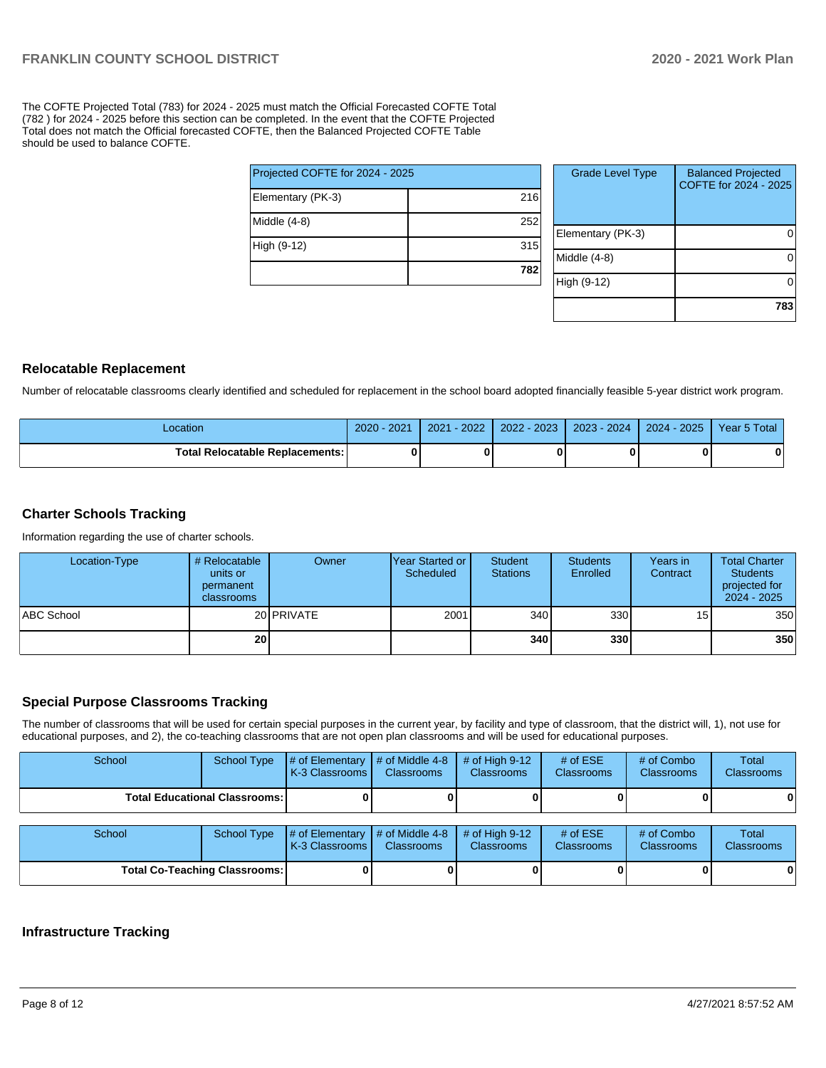The COFTE Projected Total (783) for 2024 - 2025 must match the Official Forecasted COFTE Total (782 ) for 2024 - 2025 before this section can be completed. In the event that the COFTE Projected Total does not match the Official forecasted COFTE, then the Balanced Projected COFTE Table should be used to balance COFTE.

| Projected COFTE for 2024 - 2025 | |
|---|---|
| Elementary (PK-3) | 216 |
| Middle (4-8) | 252 |
| High (9-12) | 315 |
| | **782** |

| Grade Level Type | Balanced Projected COFTE for 2024 - 2025 |
|---|---|
| Elementary (PK-3) | 0 |
| Middle (4-8) | 0 |
| High (9-12) | 0 |
| | **783** |

## Relocatable Replacement

Number of relocatable classrooms clearly identified and scheduled for replacement in the school board adopted financially feasible 5-year district work program.

| Location | 2020 - 2021 | 2021 - 2022 | 2022 - 2023 | 2023 - 2024 | 2024 - 2025 | Year 5 Total |
|---|---|---|---|---|---|---|
| **Total Relocatable Replacements:** | **0** | **0** | **0** | **0** | **0** | **0** |

## Charter Schools Tracking

Information regarding the use of charter schools.

| Location-Type | # Relocatable units or permanent classrooms | Owner | Year Started or Scheduled | Student Stations | Students Enrolled | Years in Contract | Total Charter Students projected for 2024 - 2025 |
|---|---|---|---|---|---|---|---|
| ABC School | 20 | PRIVATE | 2001 | 340 | 330 | 15 | 350 |
| | **20** | | | **340** | **330** | | **350** |

## Special Purpose Classrooms Tracking

The number of classrooms that will be used for certain special purposes in the current year, by facility and type of classroom, that the district will, 1), not use for educational purposes, and 2), the co-teaching classrooms that are not open plan classrooms and will be used for educational purposes.

| School | School Type | # of Elementary K-3 Classrooms | # of Middle 4-8 Classrooms | # of High 9-12 Classrooms | # of ESE Classrooms | # of Combo Classrooms | Total Classrooms |
|---|---|---|---|---|---|---|---|
| **Total Educational Classrooms:** | | **0** | **0** | **0** | **0** | **0** | **0** |

| School | School Type | # of Elementary K-3 Classrooms | # of Middle 4-8 Classrooms | # of High 9-12 Classrooms | # of ESE Classrooms | # of Combo Classrooms | Total Classrooms |
|---|---|---|---|---|---|---|---|
| **Total Co-Teaching Classrooms:** | | **0** | **0** | **0** | **0** | **0** | **0** |

## Infrastructure Tracking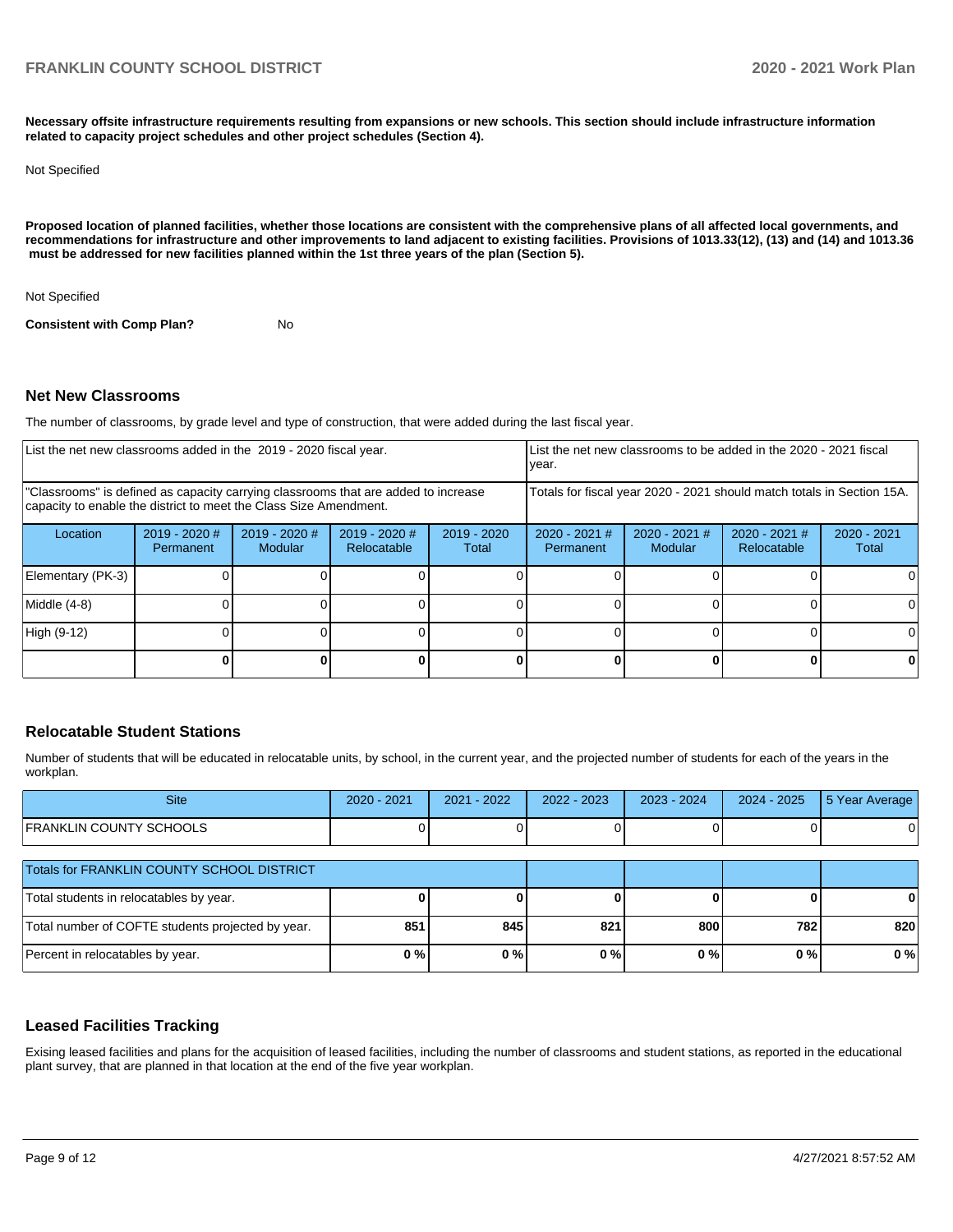**Necessary offsite infrastructure requirements resulting from expansions or new schools. This section should include infrastructure information related to capacity project schedules and other project schedules (Section 4).**

Not Specified

**Proposed location of planned facilities, whether those locations are consistent with the comprehensive plans of all affected local governments, and recommendations for infrastructure and other improvements to land adjacent to existing facilities. Provisions of 1013.33(12), (13) and (14) and 1013.36 must be addressed for new facilities planned within the 1st three years of the plan (Section 5).**

Not Specified

**Consistent with Comp Plan?** No

## Net New Classrooms

The number of classrooms, by grade level and type of construction, that were added during the last fiscal year.

| List the net new classrooms added in the 2019 - 2020 fiscal year. | | | | | List the net new classrooms to be added in the 2020 - 2021 fiscal year. | | | |
|---|---|---|---|---|---|---|---|---|
| "Classrooms" is defined as capacity carrying classrooms that are added to increase capacity to enable the district to meet the Class Size Amendment. | | | | | Totals for fiscal year 2020 - 2021 should match totals in Section 15A. | | | |
| Location | 2019 - 2020 # Permanent | 2019 - 2020 # Modular | 2019 - 2020 # Relocatable | 2019 - 2020 Total | 2020 - 2021 # Permanent | 2020 - 2021 # Modular | 2020 - 2021 # Relocatable | 2020 - 2021 Total |
| Elementary (PK-3) | 0 | 0 | 0 | 0 | 0 | 0 | 0 | 0 |
| Middle (4-8) | 0 | 0 | 0 | 0 | 0 | 0 | 0 | 0 |
| High (9-12) | 0 | 0 | 0 | 0 | 0 | 0 | 0 | 0 |
| | **0** | **0** | **0** | **0** | **0** | **0** | **0** | **0** |

## Relocatable Student Stations

Number of students that will be educated in relocatable units, by school, in the current year, and the projected number of students for each of the years in the workplan.

| Site | 2020 - 2021 | 2021 - 2022 | 2022 - 2023 | 2023 - 2024 | 2024 - 2025 | 5 Year Average |
|---|---|---|---|---|---|---|
| FRANKLIN COUNTY SCHOOLS | 0 | 0 | 0 | 0 | 0 | 0 |

| Totals for FRANKLIN COUNTY SCHOOL DISTRICT | | | | | | |
|---|---|---|---|---|---|---|
| Total students in relocatables by year. | **0** | **0** | **0** | **0** | **0** | **0** |
| Total number of COFTE students projected by year. | **851** | **845** | **821** | **800** | **782** | **820** |
| Percent in relocatables by year. | **0 %** | **0 %** | **0 %** | **0 %** | **0 %** | **0 %** |

## Leased Facilities Tracking

Exising leased facilities and plans for the acquisition of leased facilities, including the number of classrooms and student stations, as reported in the educational plant survey, that are planned in that location at the end of the five year workplan.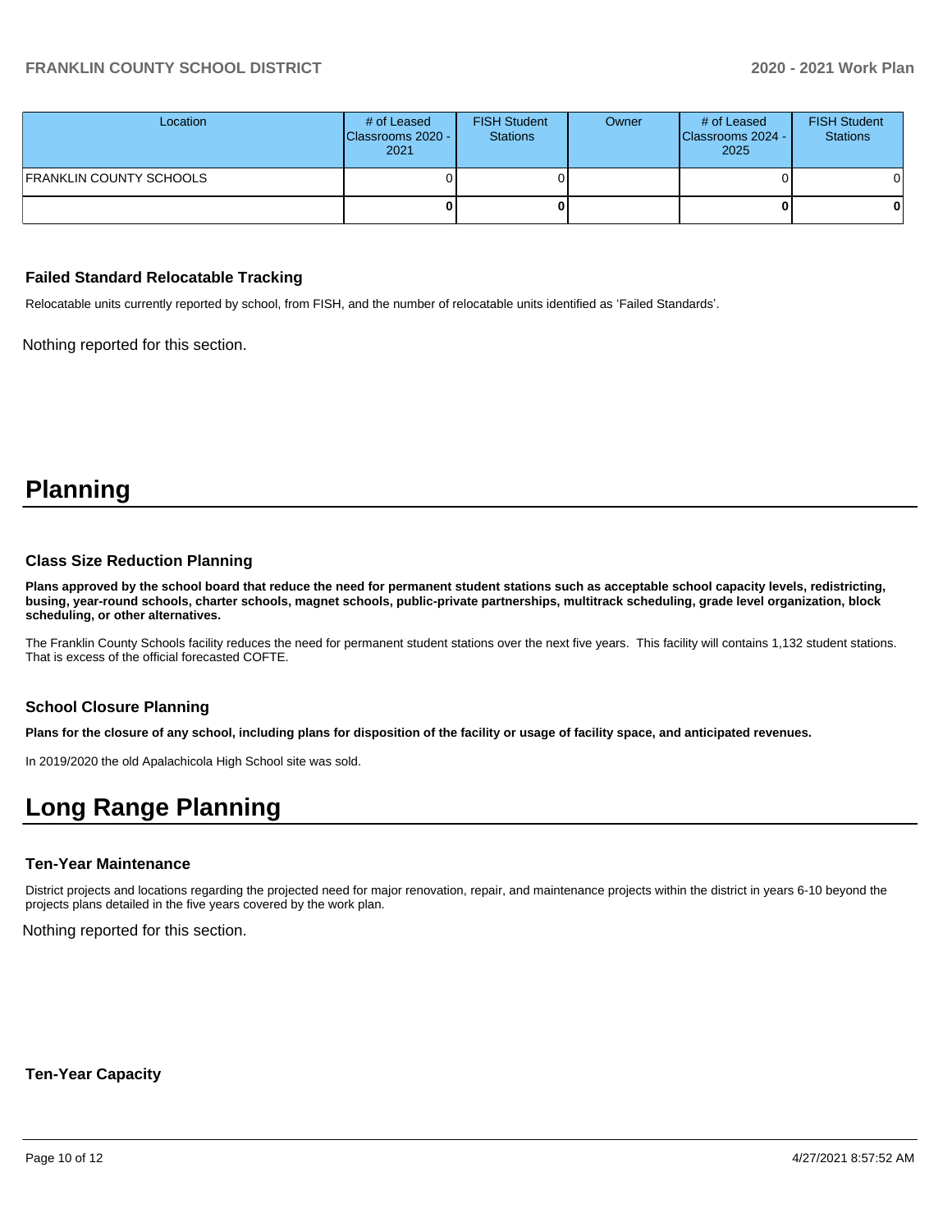| Location | # of Leased Classrooms 2020 - 2021 | FISH Student Stations | Owner | # of Leased Classrooms 2024 - 2025 | FISH Student Stations |
|---|---|---|---|---|---|
| FRANKLIN COUNTY SCHOOLS | 0 | 0 | | 0 | 0 |
| | **0** | **0** | | **0** | **0** |

### Failed Standard Relocatable Tracking

Relocatable units currently reported by school, from FISH, and the number of relocatable units identified as 'Failed Standards'.

Nothing reported for this section.

# Planning

### Class Size Reduction Planning

**Plans approved by the school board that reduce the need for permanent student stations such as acceptable school capacity levels, redistricting, busing, year-round schools, charter schools, magnet schools, public-private partnerships, multitrack scheduling, grade level organization, block scheduling, or other alternatives.**

The Franklin County Schools facility reduces the need for permanent student stations over the next five years.  This facility will contains 1,132 student stations.  That is excess of the official forecasted COFTE.

### School Closure Planning

**Plans for the closure of any school, including plans for disposition of the facility or usage of facility space, and anticipated revenues.**

In 2019/2020 the old Apalachicola High School site was sold.

# Long Range Planning

### Ten-Year Maintenance

District projects and locations regarding the projected need for major renovation, repair, and maintenance projects within the district in years 6-10 beyond the projects plans detailed in the five years covered by the work plan.

Nothing reported for this section.

### Ten-Year Capacity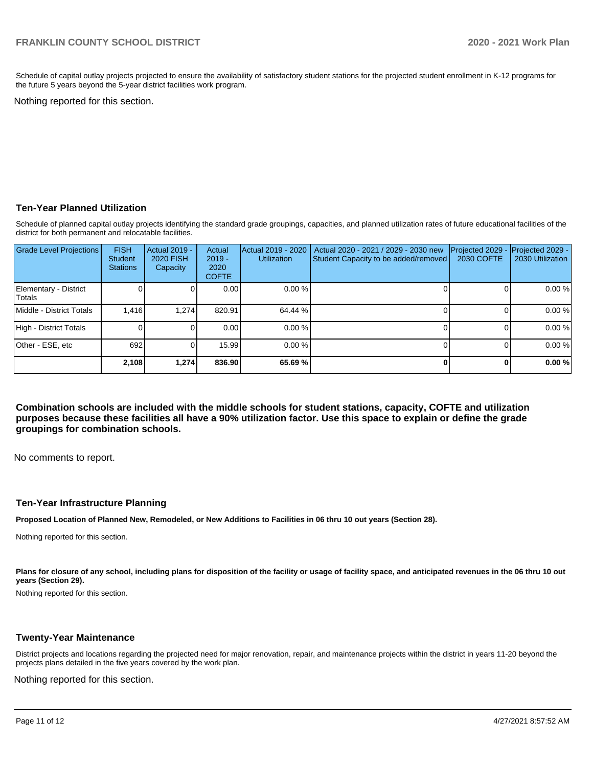Schedule of capital outlay projects projected to ensure the availability of satisfactory student stations for the projected student enrollment in K-12 programs for the future 5 years beyond the 5-year district facilities work program.

Nothing reported for this section.

### Ten-Year Planned Utilization

Schedule of planned capital outlay projects identifying the standard grade groupings, capacities, and planned utilization rates of future educational facilities of the district for both permanent and relocatable facilities.

| Grade Level Projections | FISH Student Stations | Actual 2019 - 2020 FISH Capacity | Actual 2019 - 2020 COFTE | Actual 2019 - 2020 Utilization | Actual 2020 - 2021 / 2029 - 2030 new Student Capacity to be added/removed | Projected 2029 - 2030 COFTE | Projected 2029 - 2030 Utilization |
|---|---|---|---|---|---|---|---|
| Elementary - District Totals | 0 | 0 | 0.00 | 0.00 % | 0 | 0 | 0.00 % |
| Middle - District Totals | 1,416 | 1,274 | 820.91 | 64.44 % | 0 | 0 | 0.00 % |
| High - District Totals | 0 | 0 | 0.00 | 0.00 % | 0 | 0 | 0.00 % |
| Other - ESE, etc | 692 | 0 | 15.99 | 0.00 % | 0 | 0 | 0.00 % |
| | **2,108** | **1,274** | **836.90** | **65.69 %** | **0** | **0** | **0.00 %** |

**Combination schools are included with the middle schools for student stations, capacity, COFTE and utilization purposes because these facilities all have a 90% utilization factor. Use this space to explain or define the grade groupings for combination schools.**

No comments to report.

### Ten-Year Infrastructure Planning

**Proposed Location of Planned New, Remodeled, or New Additions to Facilities in 06 thru 10 out years (Section 28).**

Nothing reported for this section.

**Plans for closure of any school, including plans for disposition of the facility or usage of facility space, and anticipated revenues in the 06 thru 10 out years (Section 29).**

Nothing reported for this section.

### Twenty-Year Maintenance

District projects and locations regarding the projected need for major renovation, repair, and maintenance projects within the district in years 11-20 beyond the projects plans detailed in the five years covered by the work plan.

Nothing reported for this section.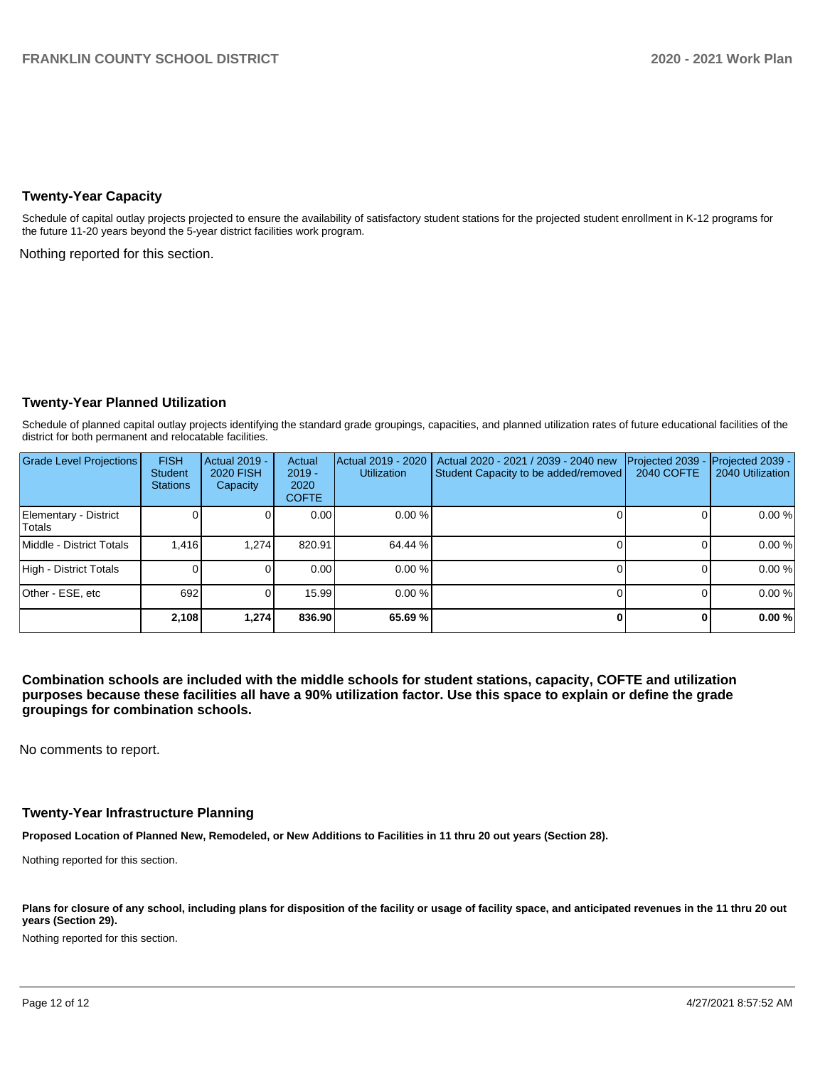## Twenty-Year Capacity

Schedule of capital outlay projects projected to ensure the availability of satisfactory student stations for the projected student enrollment in K-12 programs for the future 11-20 years beyond the 5-year district facilities work program.

Nothing reported for this section.

## Twenty-Year Planned Utilization

Schedule of planned capital outlay projects identifying the standard grade groupings, capacities, and planned utilization rates of future educational facilities of the district for both permanent and relocatable facilities.

| Grade Level Projections | FISH Student Stations | Actual 2019 - 2020 FISH Capacity | Actual 2019 - 2020 COFTE | Actual 2019 - 2020 Utilization | Actual 2020 - 2021 / 2039 - 2040 new Student Capacity to be added/removed | Projected 2039 - 2040 COFTE | Projected 2039 - 2040 Utilization |
|---|---|---|---|---|---|---|---|
| Elementary - District Totals | 0 | 0 | 0.00 | 0.00 % | 0 | 0 | 0.00 % |
| Middle - District Totals | 1,416 | 1,274 | 820.91 | 64.44 % | 0 | 0 | 0.00 % |
| High - District Totals | 0 | 0 | 0.00 | 0.00 % | 0 | 0 | 0.00 % |
| Other - ESE, etc | 692 | 0 | 15.99 | 0.00 % | 0 | 0 | 0.00 % |
| | **2,108** | **1,274** | **836.90** | **65.69 %** | **0** | **0** | **0.00 %** |

**Combination schools are included with the middle schools for student stations, capacity, COFTE and utilization purposes because these facilities all have a 90% utilization factor. Use this space to explain or define the grade groupings for combination schools.**

No comments to report.

## Twenty-Year Infrastructure Planning

**Proposed Location of Planned New, Remodeled, or New Additions to Facilities in 11 thru 20 out years (Section 28).**

Nothing reported for this section.

**Plans for closure of any school, including plans for disposition of the facility or usage of facility space, and anticipated revenues in the 11 thru 20 out years (Section 29).**

Nothing reported for this section.